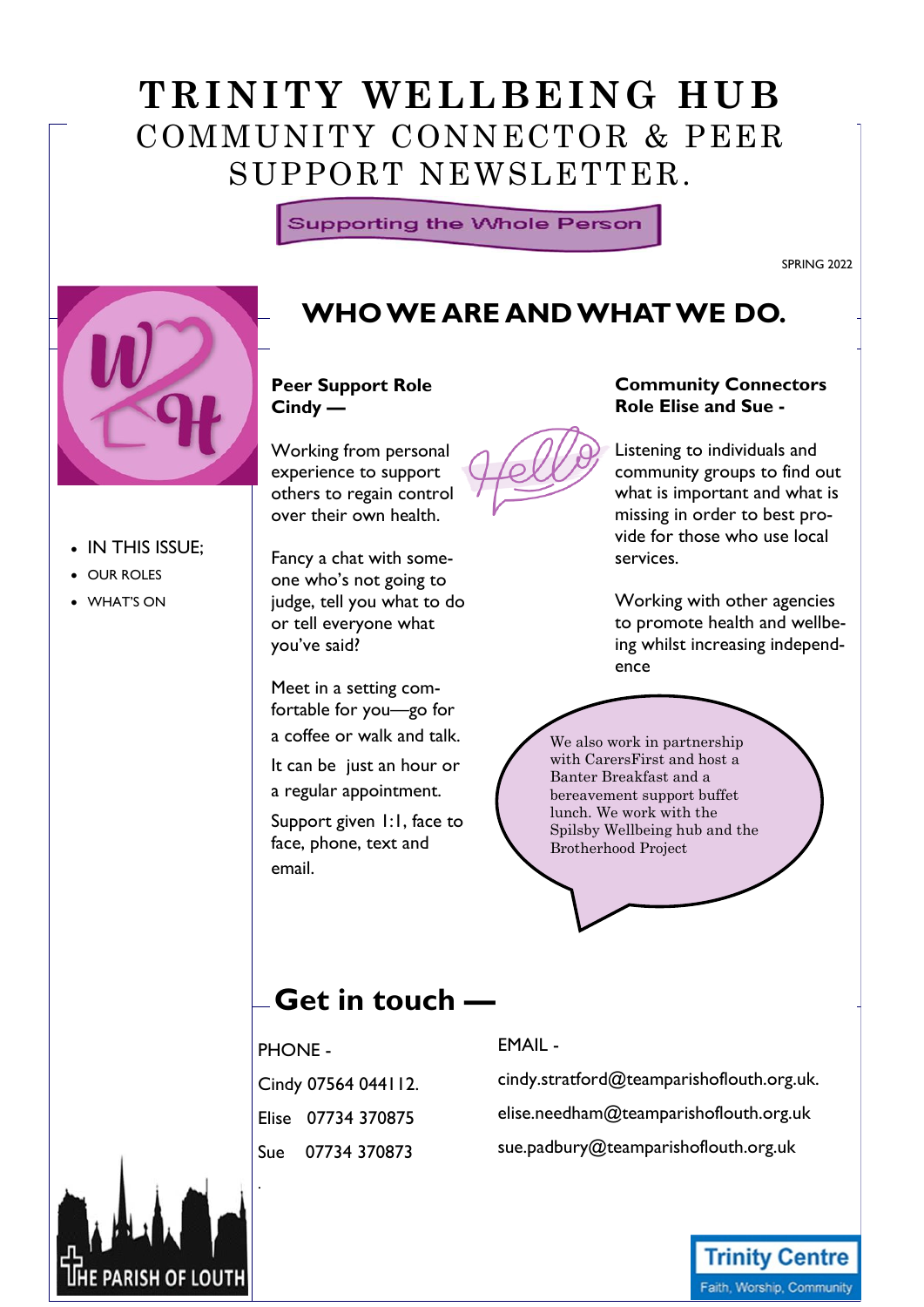# TRINITY WELLBEING HUB

## COMMUNITY CONNECTOR & PEER SUPPORT NEWSLETTER.

Supporting the Whole Person

SPRING 2022

- IN THIS ISSUE;
- OUR ROLES
- WHAT'S ON

## WHO WE ARE AND WHAT WE DO.

### Peer Support Role Cindy —

Working from personal experience to support others to regain control over their own health.

Fancy a chat with someone who's not going to judge, tell you what to do or tell everyone what you've said?

Meet in a setting comfortable for you—go for a coffee or walk and talk.

It can be just an hour or a regular appointment.

Support given 1:1, face to face, phone, text and email.

### Community Connectors Role Elise and Sue -

Listening to individuals and community groups to find out what is important and what is missing in order to best provide for those who use local services.

Working with other agencies to promote health and wellbeing whilst increasing independence

We also work in partnership with CarersFirst and host a Banter Breakfast and a bereavement support buffet lunch. We work with the Spilsby Wellbeing hub and the Brotherhood Project

## Get in touch —

PHONE -

Cindy 07564 044112.

Elise 07734 370875

Sue 07734 370873

EMAIL -

cindy.stratford@teamparishoflouth.org.uk.

elise.needham@teamparishoflouth.org.uk

sue.padbury@teamparishoflouth.org.uk

THE PARISH OF LOUTH

Trinity Centre
Faith, Worship, Community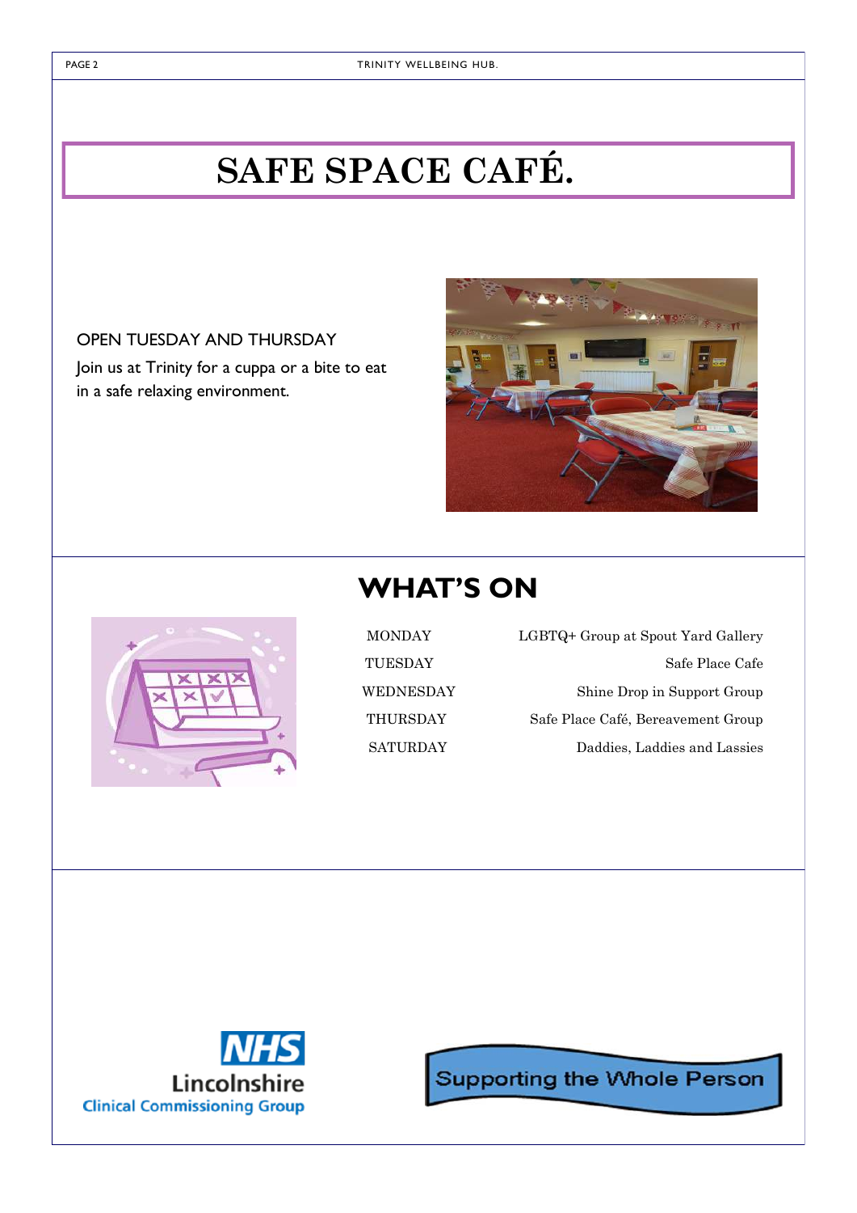# SAFE SPACE CAFÉ.

OPEN TUESDAY AND THURSDAY

Join us at Trinity for a cuppa or a bite to eat in a safe relaxing environment.

## WHAT'S ON

| | |
|---|---|
| MONDAY | LGBTQ+ Group at Spout Yard Gallery |
| TUESDAY | Safe Place Cafe |
| WEDNESDAY | Shine Drop in Support Group |
| THURSDAY | Safe Place Café, Bereavement Group |
| SATURDAY | Daddies, Laddies and Lassies |

NHS Lincolnshire Clinical Commissioning Group

Supporting the Whole Person